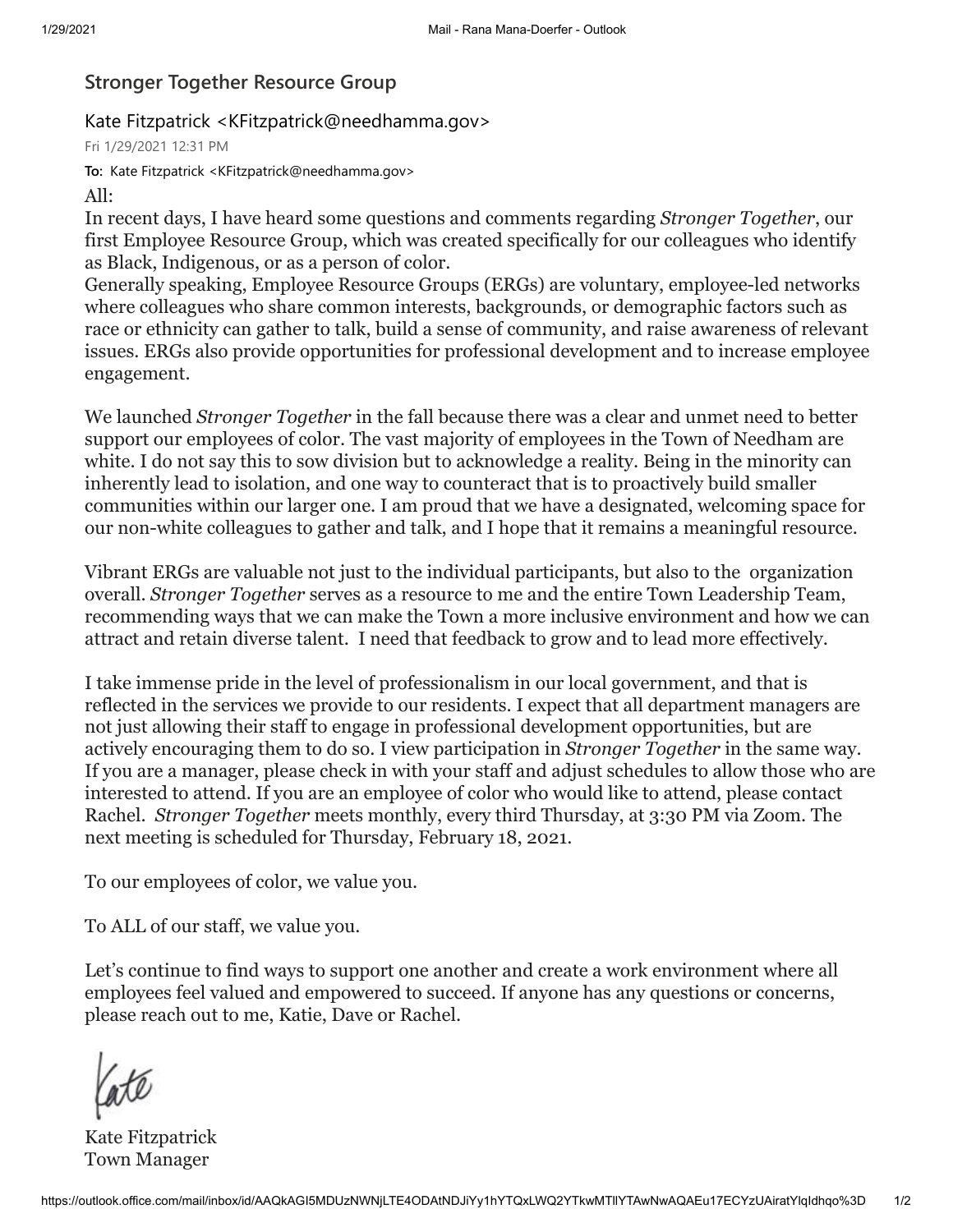# Stronger Together Resource Group

Kate Fitzpatrick <KFitzpatrick@needhamma.gov>

Fri 1/29/2021 12:31 PM

**To:** Kate Fitzpatrick <KFitzpatrick@needhamma.gov>

All:

In recent days, I have heard some questions and comments regarding *Stronger Together*, our first Employee Resource Group, which was created specifically for our colleagues who identify as Black, Indigenous, or as a person of color.

Generally speaking, Employee Resource Groups (ERGs) are voluntary, employee-led networks where colleagues who share common interests, backgrounds, or demographic factors such as race or ethnicity can gather to talk, build a sense of community, and raise awareness of relevant issues. ERGs also provide opportunities for professional development and to increase employee engagement.

We launched *Stronger Together* in the fall because there was a clear and unmet need to better support our employees of color. The vast majority of employees in the Town of Needham are white. I do not say this to sow division but to acknowledge a reality. Being in the minority can inherently lead to isolation, and one way to counteract that is to proactively build smaller communities within our larger one. I am proud that we have a designated, welcoming space for our non-white colleagues to gather and talk, and I hope that it remains a meaningful resource.

Vibrant ERGs are valuable not just to the individual participants, but also to the organization overall. *Stronger Together* serves as a resource to me and the entire Town Leadership Team, recommending ways that we can make the Town a more inclusive environment and how we can attract and retain diverse talent. I need that feedback to grow and to lead more effectively.

I take immense pride in the level of professionalism in our local government, and that is reflected in the services we provide to our residents. I expect that all department managers are not just allowing their staff to engage in professional development opportunities, but are actively encouraging them to do so. I view participation in *Stronger Together* in the same way. If you are a manager, please check in with your staff and adjust schedules to allow those who are interested to attend. If you are an employee of color who would like to attend, please contact Rachel. *Stronger Together* meets monthly, every third Thursday, at 3:30 PM via Zoom. The next meeting is scheduled for Thursday, February 18, 2021.

To our employees of color, we value you.

To ALL of our staff, we value you.

Let's continue to find ways to support one another and create a work environment where all employees feel valued and empowered to succeed. If anyone has any questions or concerns, please reach out to me, Katie, Dave or Rachel.

Kate

Kate Fitzpatrick
Town Manager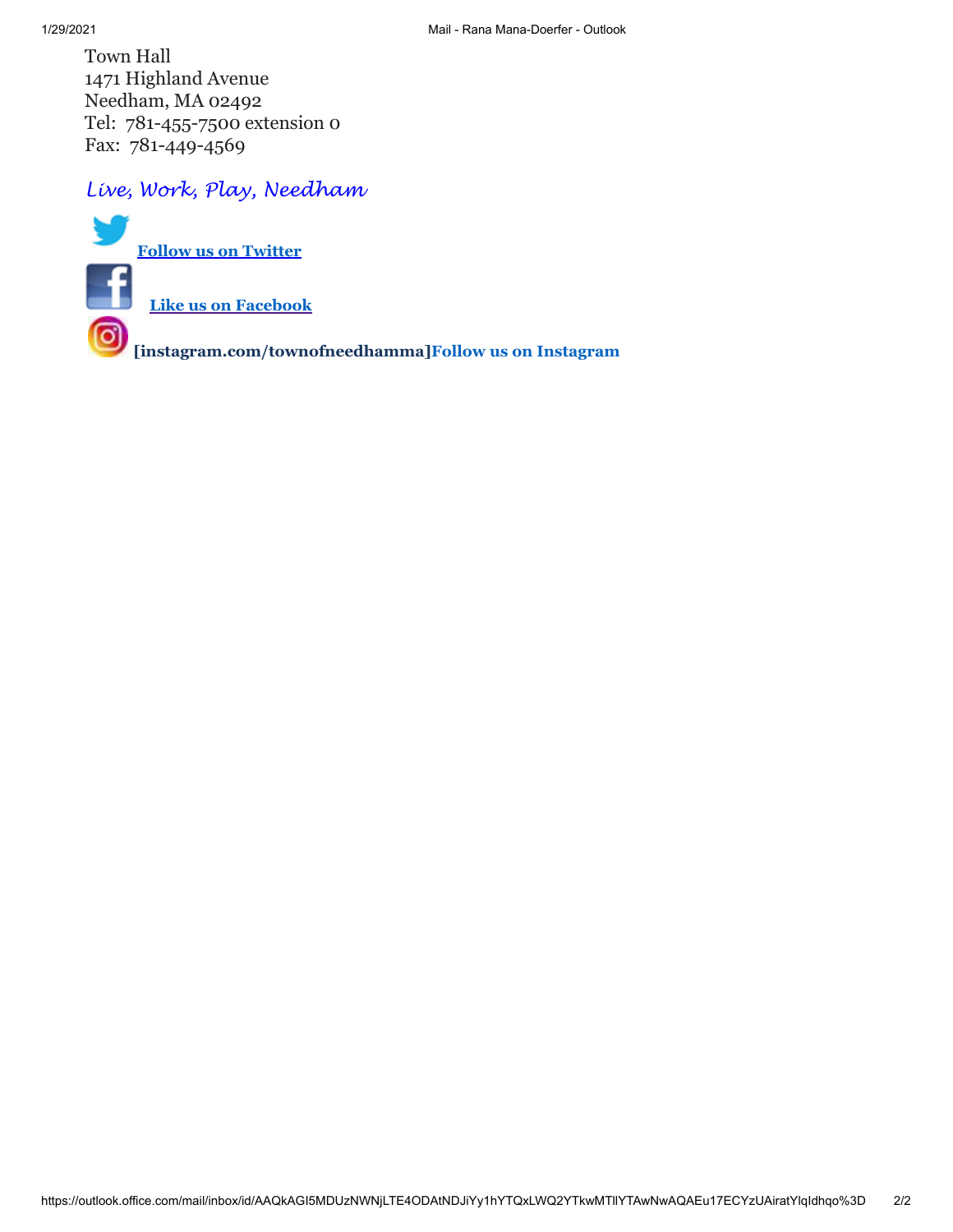Town Hall
1471 Highland Avenue
Needham, MA 02492
Tel: 781-455-7500 extension 0
Fax: 781-449-4569

*Live, Work, Play, Needham*

**Follow us on Twitter**

**Like us on Facebook**

**[instagram.com/townofneedhamma]Follow us on Instagram**